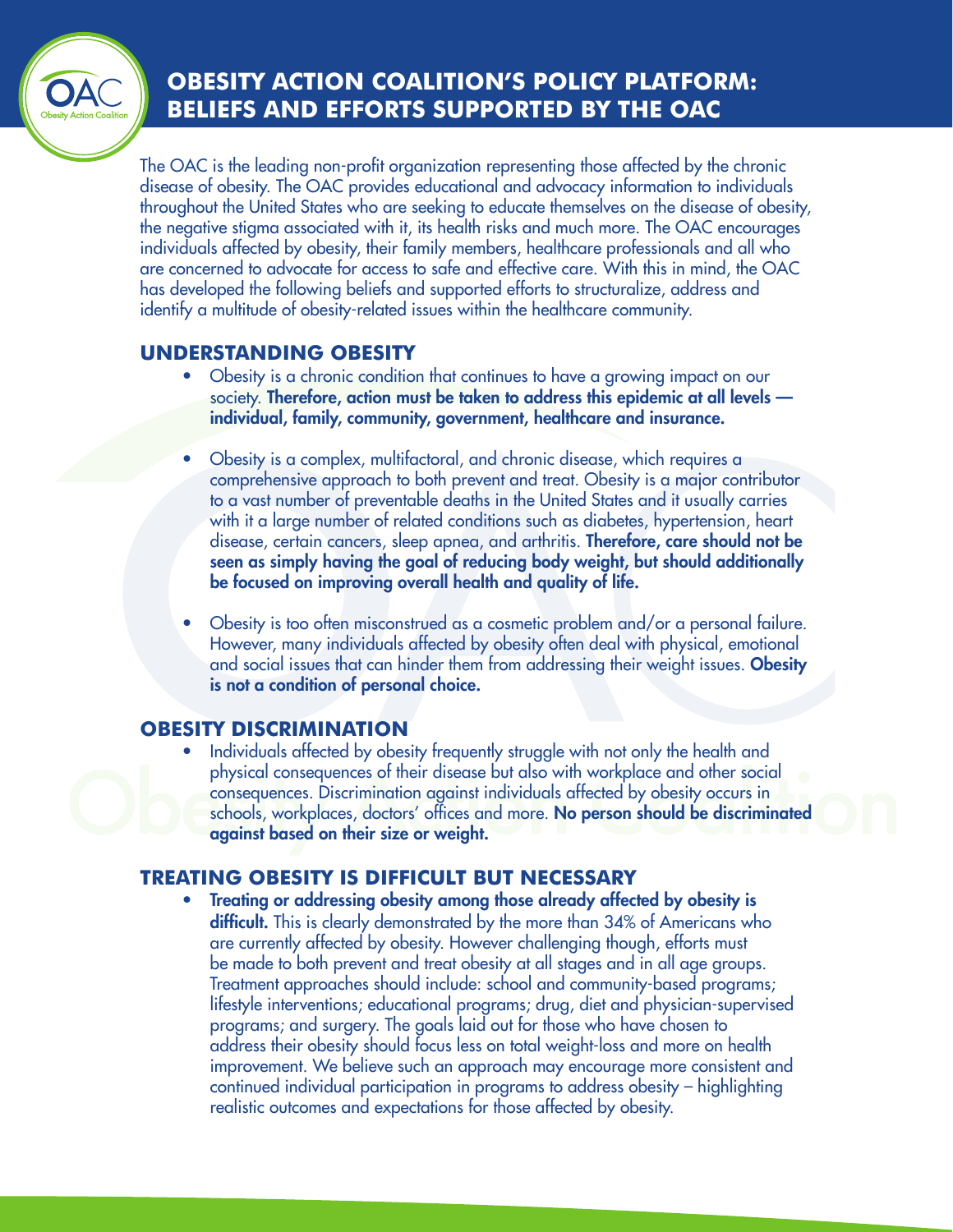# OBESITY ACTION COALITION'S POLICY PLATFORM: BELIEFS AND EFFORTS SUPPORTED BY THE OAC

The OAC is the leading non-profit organization representing those affected by the chronic disease of obesity. The OAC provides educational and advocacy information to individuals throughout the United States who are seeking to educate themselves on the disease of obesity, the negative stigma associated with it, its health risks and much more. The OAC encourages individuals affected by obesity, their family members, healthcare professionals and all who are concerned to advocate for access to safe and effective care. With this in mind, the OAC has developed the following beliefs and supported efforts to structuralize, address and identify a multitude of obesity-related issues within the healthcare community.

## UNDERSTANDING OBESITY

- Obesity is a chronic condition that continues to have a growing impact on our society. **Therefore, action must be taken to address this epidemic at all levels — individual, family, community, government, healthcare and insurance.**

- Obesity is a complex, multifactoral, and chronic disease, which requires a comprehensive approach to both prevent and treat. Obesity is a major contributor to a vast number of preventable deaths in the United States and it usually carries with it a large number of related conditions such as diabetes, hypertension, heart disease, certain cancers, sleep apnea, and arthritis. **Therefore, care should not be seen as simply having the goal of reducing body weight, but should additionally be focused on improving overall health and quality of life.**

- Obesity is too often misconstrued as a cosmetic problem and/or a personal failure. However, many individuals affected by obesity often deal with physical, emotional and social issues that can hinder them from addressing their weight issues. **Obesity is not a condition of personal choice.**

## OBESITY DISCRIMINATION

- Individuals affected by obesity frequently struggle with not only the health and physical consequences of their disease but also with workplace and other social consequences. Discrimination against individuals affected by obesity occurs in schools, workplaces, doctors' offices and more. **No person should be discriminated against based on their size or weight.**

## TREATING OBESITY IS DIFFICULT BUT NECESSARY

- **Treating or addressing obesity among those already affected by obesity is difficult.** This is clearly demonstrated by the more than 34% of Americans who are currently affected by obesity. However challenging though, efforts must be made to both prevent and treat obesity at all stages and in all age groups. Treatment approaches should include: school and community-based programs; lifestyle interventions; educational programs; drug, diet and physician-supervised programs; and surgery. The goals laid out for those who have chosen to address their obesity should focus less on total weight-loss and more on health improvement. We believe such an approach may encourage more consistent and continued individual participation in programs to address obesity – highlighting realistic outcomes and expectations for those affected by obesity.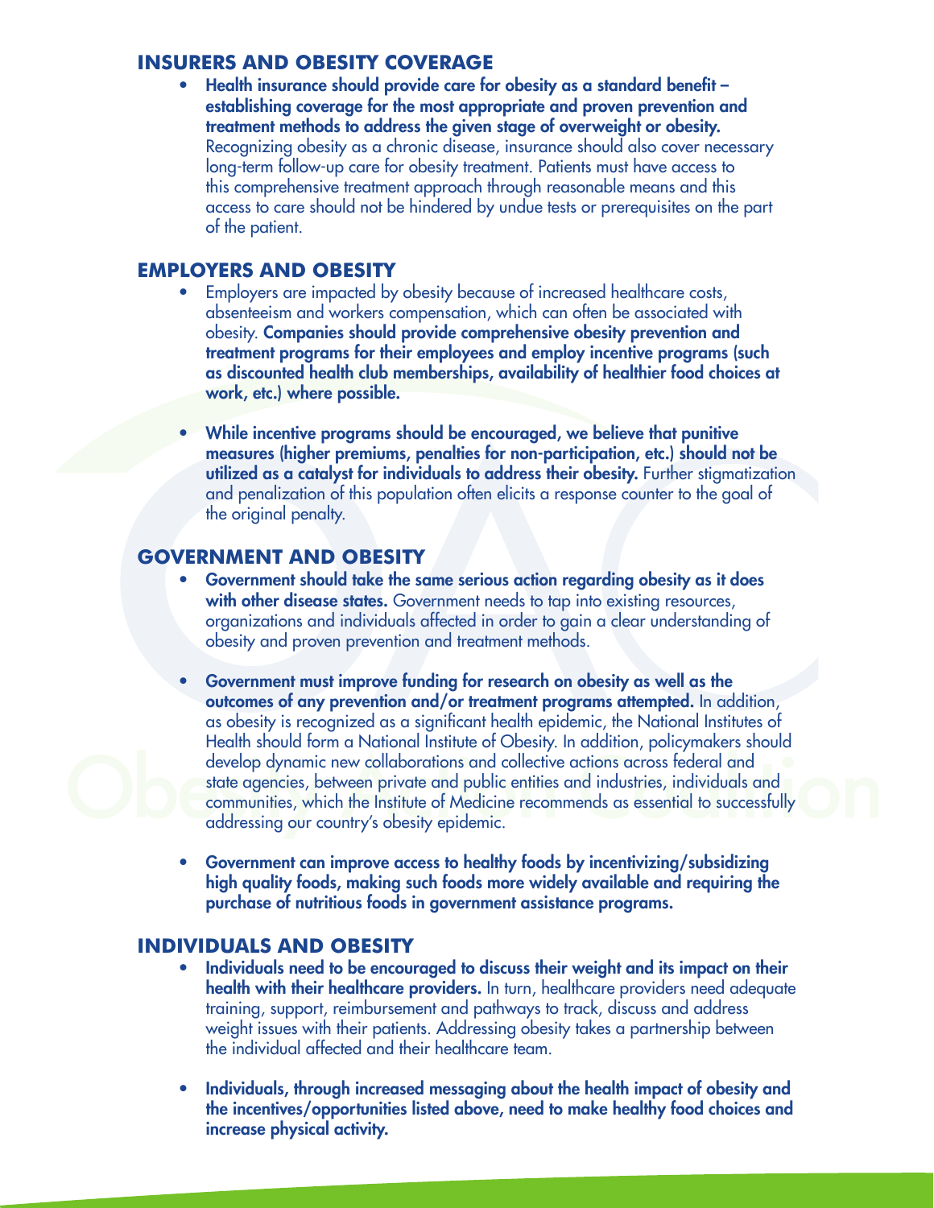## INSURERS AND OBESITY COVERAGE

- **Health insurance should provide care for obesity as a standard benefit – establishing coverage for the most appropriate and proven prevention and treatment methods to address the given stage of overweight or obesity.** Recognizing obesity as a chronic disease, insurance should also cover necessary long-term follow-up care for obesity treatment. Patients must have access to this comprehensive treatment approach through reasonable means and this access to care should not be hindered by undue tests or prerequisites on the part of the patient.

## EMPLOYERS AND OBESITY

- Employers are impacted by obesity because of increased healthcare costs, absenteeism and workers compensation, which can often be associated with obesity. **Companies should provide comprehensive obesity prevention and treatment programs for their employees and employ incentive programs (such as discounted health club memberships, availability of healthier food choices at work, etc.) where possible.**
- **While incentive programs should be encouraged, we believe that punitive measures (higher premiums, penalties for non-participation, etc.) should not be utilized as a catalyst for individuals to address their obesity.** Further stigmatization and penalization of this population often elicits a response counter to the goal of the original penalty.

## GOVERNMENT AND OBESITY

- **Government should take the same serious action regarding obesity as it does with other disease states.** Government needs to tap into existing resources, organizations and individuals affected in order to gain a clear understanding of obesity and proven prevention and treatment methods.
- **Government must improve funding for research on obesity as well as the outcomes of any prevention and/or treatment programs attempted.** In addition, as obesity is recognized as a significant health epidemic, the National Institutes of Health should form a National Institute of Obesity. In addition, policymakers should develop dynamic new collaborations and collective actions across federal and state agencies, between private and public entities and industries, individuals and communities, which the Institute of Medicine recommends as essential to successfully addressing our country's obesity epidemic.
- **Government can improve access to healthy foods by incentivizing/subsidizing high quality foods, making such foods more widely available and requiring the purchase of nutritious foods in government assistance programs.**

## INDIVIDUALS AND OBESITY

- **Individuals need to be encouraged to discuss their weight and its impact on their health with their healthcare providers.** In turn, healthcare providers need adequate training, support, reimbursement and pathways to track, discuss and address weight issues with their patients. Addressing obesity takes a partnership between the individual affected and their healthcare team.
- **Individuals, through increased messaging about the health impact of obesity and the incentives/opportunities listed above, need to make healthy food choices and increase physical activity.**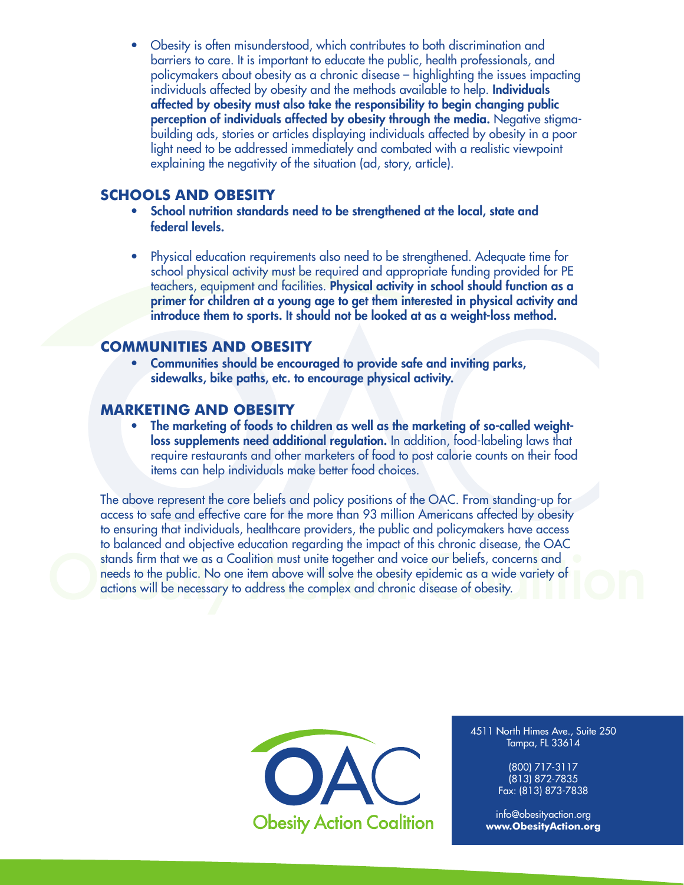- Obesity is often misunderstood, which contributes to both discrimination and barriers to care. It is important to educate the public, health professionals, and policymakers about obesity as a chronic disease – highlighting the issues impacting individuals affected by obesity and the methods available to help. **Individuals affected by obesity must also take the responsibility to begin changing public perception of individuals affected by obesity through the media.** Negative stigma-building ads, stories or articles displaying individuals affected by obesity in a poor light need to be addressed immediately and combated with a realistic viewpoint explaining the negativity of the situation (ad, story, article).

## SCHOOLS AND OBESITY

- **School nutrition standards need to be strengthened at the local, state and federal levels.**

- Physical education requirements also need to be strengthened. Adequate time for school physical activity must be required and appropriate funding provided for PE teachers, equipment and facilities. **Physical activity in school should function as a primer for children at a young age to get them interested in physical activity and introduce them to sports. It should not be looked at as a weight-loss method.**

## COMMUNITIES AND OBESITY

- **Communities should be encouraged to provide safe and inviting parks, sidewalks, bike paths, etc. to encourage physical activity.**

## MARKETING AND OBESITY

- **The marketing of foods to children as well as the marketing of so-called weight-loss supplements need additional regulation.** In addition, food-labeling laws that require restaurants and other marketers of food to post calorie counts on their food items can help individuals make better food choices.

The above represent the core beliefs and policy positions of the OAC. From standing-up for access to safe and effective care for the more than 93 million Americans affected by obesity to ensuring that individuals, healthcare providers, the public and policymakers have access to balanced and objective education regarding the impact of this chronic disease, the OAC stands firm that we as a Coalition must unite together and voice our beliefs, concerns and needs to the public. No one item above will solve the obesity epidemic as a wide variety of actions will be necessary to address the complex and chronic disease of obesity.

OAC
Obesity Action Coalition

4511 North Himes Ave., Suite 250
Tampa, FL 33614

(800) 717-3117
(813) 872-7835
Fax: (813) 873-7838

info@obesityaction.org
**www.ObesityAction.org**